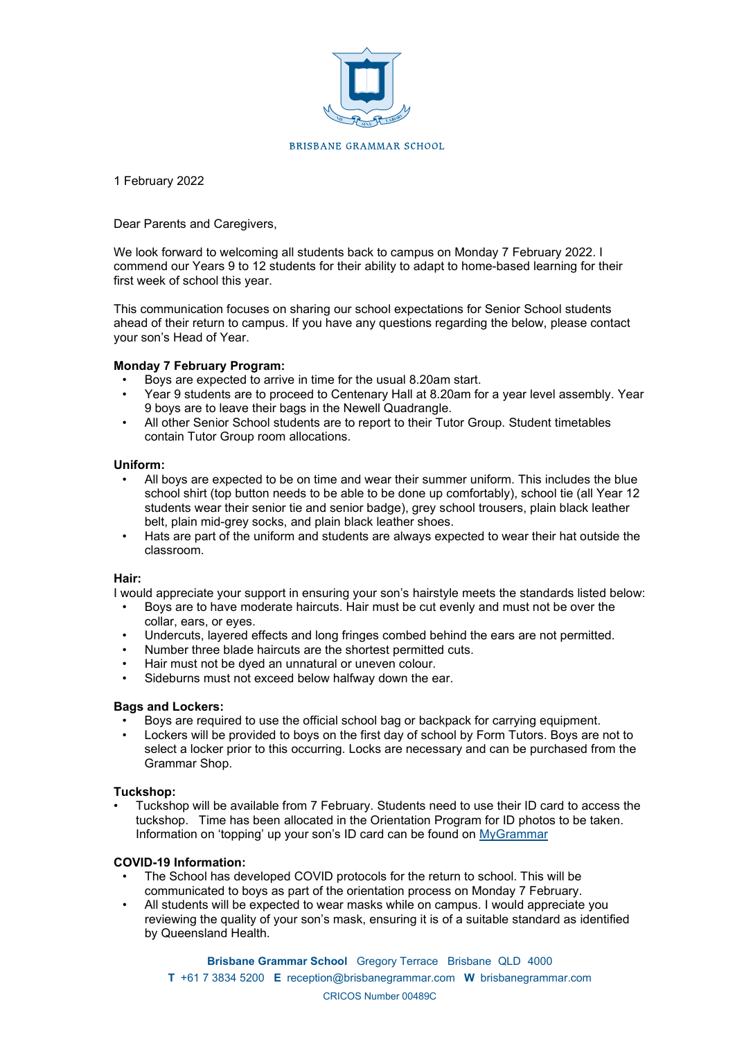BRISBANE GRAMMAR SCHOOL

1 February 2022

Dear Parents and Caregivers,

We look forward to welcoming all students back to campus on Monday 7 February 2022. I commend our Years 9 to 12 students for their ability to adapt to home-based learning for their first week of school this year.

This communication focuses on sharing our school expectations for Senior School students ahead of their return to campus. If you have any questions regarding the below, please contact your son's Head of Year.

**Monday 7 February Program:**

- Boys are expected to arrive in time for the usual 8.20am start.
- Year 9 students are to proceed to Centenary Hall at 8.20am for a year level assembly. Year 9 boys are to leave their bags in the Newell Quadrangle.
- All other Senior School students are to report to their Tutor Group. Student timetables contain Tutor Group room allocations.

**Uniform:**

- All boys are expected to be on time and wear their summer uniform. This includes the blue school shirt (top button needs to be able to be done up comfortably), school tie (all Year 12 students wear their senior tie and senior badge), grey school trousers, plain black leather belt, plain mid-grey socks, and plain black leather shoes.
- Hats are part of the uniform and students are always expected to wear their hat outside the classroom.

**Hair:**

I would appreciate your support in ensuring your son's hairstyle meets the standards listed below:

- Boys are to have moderate haircuts. Hair must be cut evenly and must not be over the collar, ears, or eyes.
- Undercuts, layered effects and long fringes combed behind the ears are not permitted.
- Number three blade haircuts are the shortest permitted cuts.
- Hair must not be dyed an unnatural or uneven colour.
- Sideburns must not exceed below halfway down the ear.

**Bags and Lockers:**

- Boys are required to use the official school bag or backpack for carrying equipment.
- Lockers will be provided to boys on the first day of school by Form Tutors. Boys are not to select a locker prior to this occurring. Locks are necessary and can be purchased from the Grammar Shop.

**Tuckshop:**

- Tuckshop will be available from 7 February. Students need to use their ID card to access the tuckshop. Time has been allocated in the Orientation Program for ID photos to be taken. Information on 'topping' up your son's ID card can be found on MyGrammar

**COVID-19 Information:**

- The School has developed COVID protocols for the return to school. This will be communicated to boys as part of the orientation process on Monday 7 February.
- All students will be expected to wear masks while on campus. I would appreciate you reviewing the quality of your son's mask, ensuring it is of a suitable standard as identified by Queensland Health.

**Brisbane Grammar School** Gregory Terrace Brisbane QLD 4000
**T** +61 7 3834 5200 **E** reception@brisbanegrammar.com **W** brisbanegrammar.com
CRICOS Number 00489C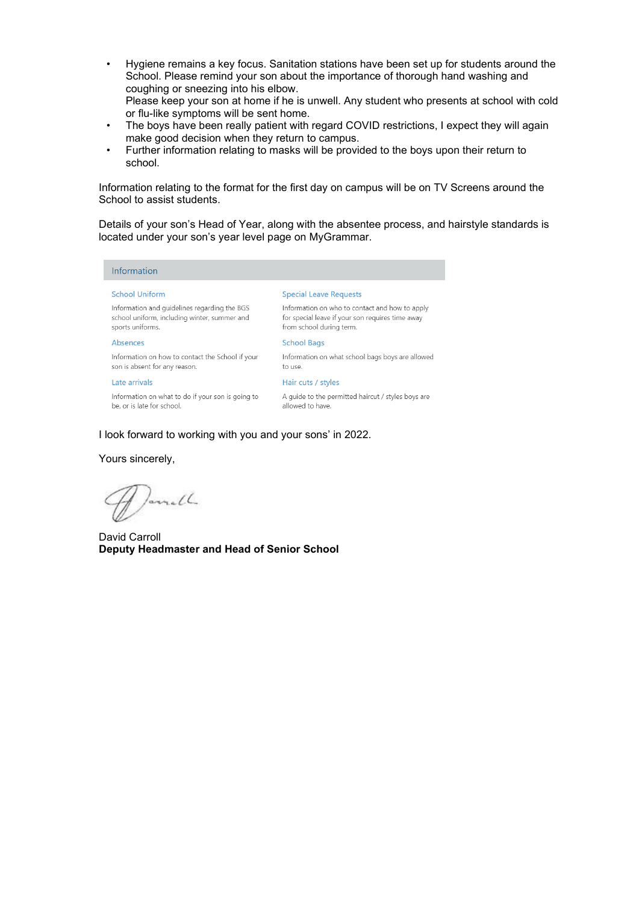- Hygiene remains a key focus. Sanitation stations have been set up for students around the School. Please remind your son about the importance of thorough hand washing and coughing or sneezing into his elbow.
  Please keep your son at home if he is unwell. Any student who presents at school with cold or flu-like symptoms will be sent home.
- The boys have been really patient with regard COVID restrictions, I expect they will again make good decision when they return to campus.
- Further information relating to masks will be provided to the boys upon their return to school.

Information relating to the format for the first day on campus will be on TV Screens around the School to assist students.

Details of your son's Head of Year, along with the absentee process, and hairstyle standards is located under your son's year level page on MyGrammar.

**Information**

| | |
|---|---|
| **School Uniform**<br>Information and guidelines regarding the BGS school uniform, including winter, summer and sports uniforms. | **Special Leave Requests**<br>Information on who to contact and how to apply for special leave if your son requires time away from school during term. |
| **Absences**<br>Information on how to contact the School if your son is absent for any reason. | **School Bags**<br>Information on what school bags boys are allowed to use. |
| **Late arrivals**<br>Information on what to do if your son is going to be, or is late for school. | **Hair cuts / styles**<br>A guide to the permitted haircut / styles boys are allowed to have. |

I look forward to working with you and your sons' in 2022.

Yours sincerely,

David Carroll
**Deputy Headmaster and Head of Senior School**